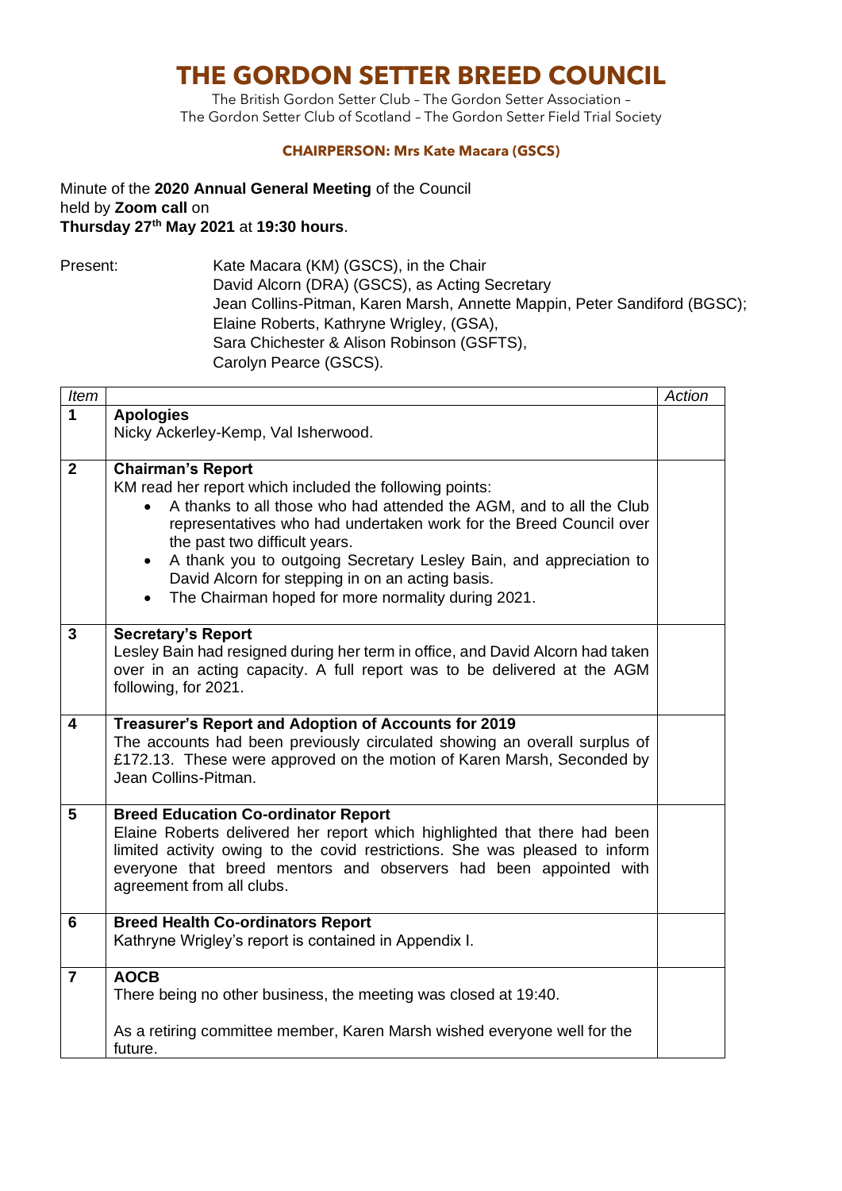# THE GORDON SETTER BREED COUNCIL

The British Gordon Setter Club – The Gordon Setter Association –
The Gordon Setter Club of Scotland – The Gordon Setter Field Trial Society

**CHAIRPERSON: Mrs Kate Macara (GSCS)**

Minute of the **2020 Annual General Meeting** of the Council
held by **Zoom call** on
**Thursday 27th May 2021** at **19:30 hours**.

Present:

Kate Macara (KM) (GSCS), in the Chair
David Alcorn (DRA) (GSCS), as Acting Secretary
Jean Collins-Pitman, Karen Marsh, Annette Mappin, Peter Sandiford (BGSC);
Elaine Roberts, Kathryne Wrigley, (GSA),
Sara Chichester & Alison Robinson (GSFTS),
Carolyn Pearce (GSCS).

| *Item* | | *Action* |
|---|---|---|
| **1** | **Apologies**<br>Nicky Ackerley-Kemp, Val Isherwood. | |
| **2** | **Chairman's Report**<br>KM read her report which included the following points:<br>• A thanks to all those who had attended the AGM, and to all the Club representatives who had undertaken work for the Breed Council over the past two difficult years.<br>• A thank you to outgoing Secretary Lesley Bain, and appreciation to David Alcorn for stepping in on an acting basis.<br>• The Chairman hoped for more normality during 2021. | |
| **3** | **Secretary's Report**<br>Lesley Bain had resigned during her term in office, and David Alcorn had taken over in an acting capacity. A full report was to be delivered at the AGM following, for 2021. | |
| **4** | **Treasurer's Report and Adoption of Accounts for 2019**<br>The accounts had been previously circulated showing an overall surplus of £172.13. These were approved on the motion of Karen Marsh, Seconded by Jean Collins-Pitman. | |
| **5** | **Breed Education Co-ordinator Report**<br>Elaine Roberts delivered her report which highlighted that there had been limited activity owing to the covid restrictions. She was pleased to inform everyone that breed mentors and observers had been appointed with agreement from all clubs. | |
| **6** | **Breed Health Co-ordinators Report**<br>Kathryne Wrigley's report is contained in Appendix I. | |
| **7** | **AOCB**<br>There being no other business, the meeting was closed at 19:40.<br><br>As a retiring committee member, Karen Marsh wished everyone well for the future. | |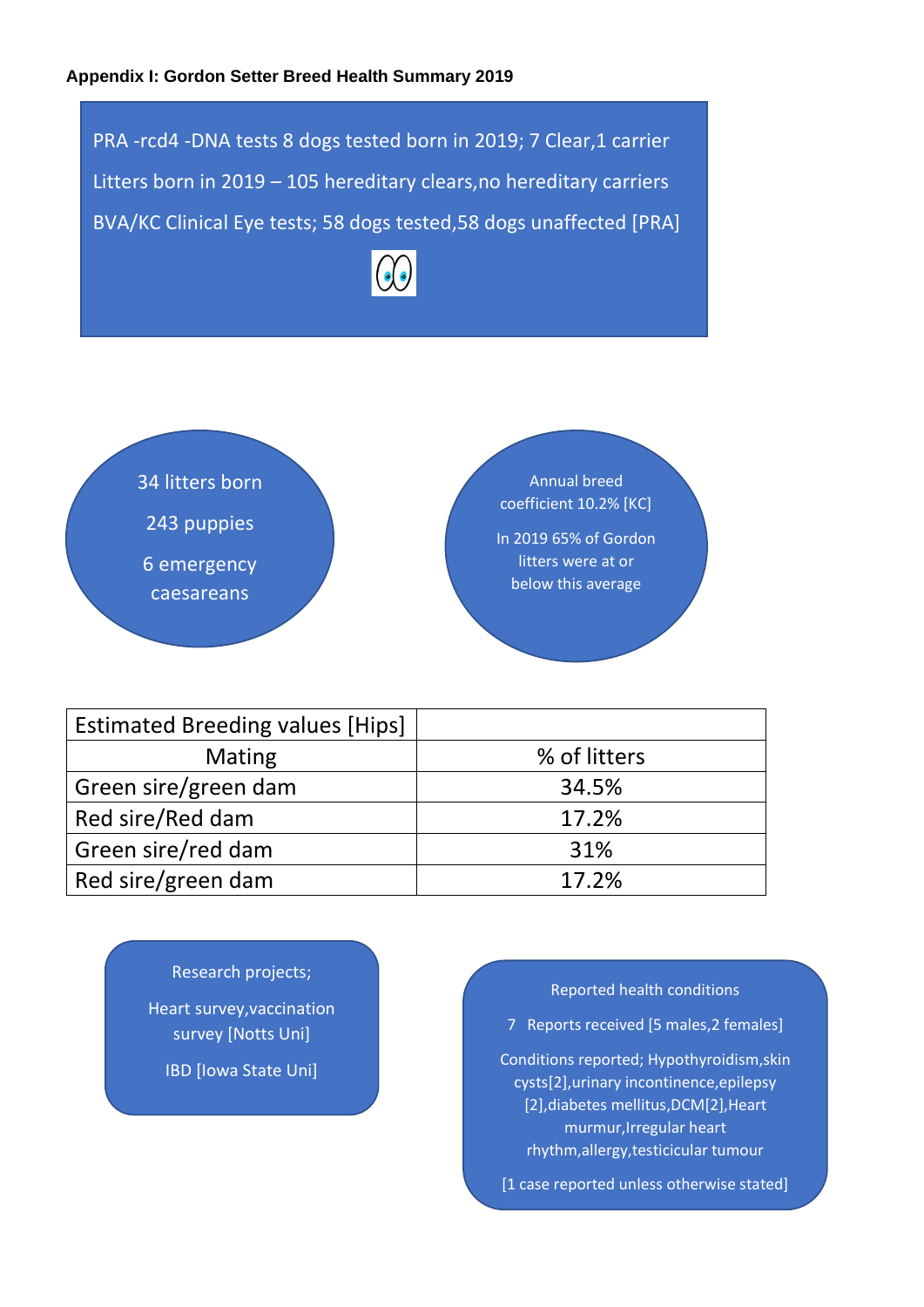**Appendix I: Gordon Setter Breed Health Summary 2019**

PRA -rcd4 -DNA tests 8 dogs tested born in 2019; 7 Clear,1 carrier

Litters born in 2019 – 105 hereditary clears,no hereditary carriers

BVA/KC Clinical Eye tests; 58 dogs tested,58 dogs unaffected [PRA]

34 litters born

243 puppies

6 emergency caesareans

Annual breed coefficient 10.2% [KC]

In 2019 65% of Gordon litters were at or below this average

| Estimated Breeding values [Hips] | |
|---|---|
| Mating | % of litters |
| Green sire/green dam | 34.5% |
| Red sire/Red dam | 17.2% |
| Green sire/red dam | 31% |
| Red sire/green dam | 17.2% |

Research projects;

Heart survey,vaccination survey [Notts Uni]

IBD [Iowa State Uni]

Reported health conditions

7 Reports received [5 males,2 females]

Conditions reported; Hypothyroidism,skin cysts[2],urinary incontinence,epilepsy [2],diabetes mellitus,DCM[2],Heart murmur,Irregular heart rhythm,allergy,testicicular tumour

[1 case reported unless otherwise stated]